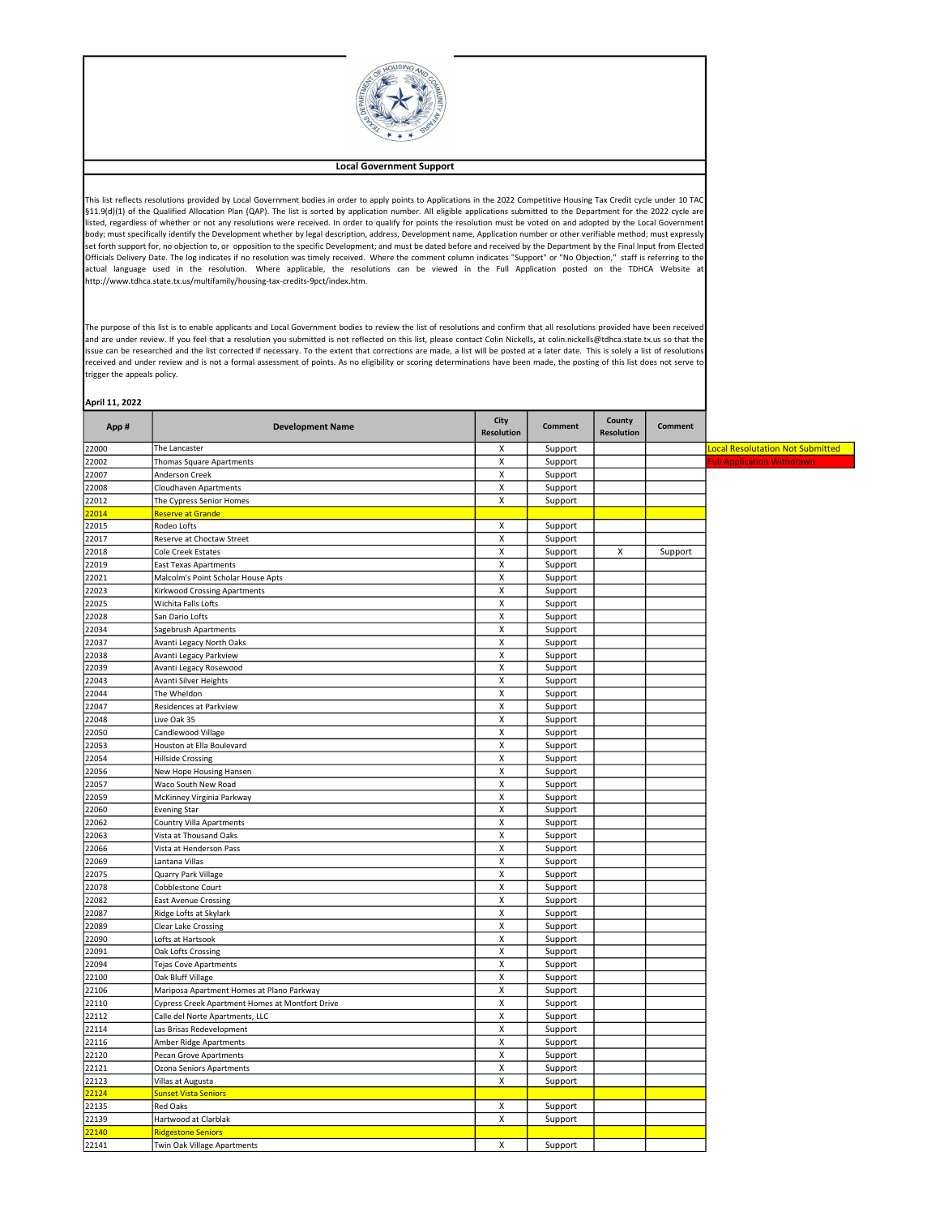## Local Government Support

This list reflects resolutions provided by Local Government bodies in order to apply points to Applications in the 2022 Competitive Housing Tax Credit cycle under 10 TAC §11.9(d)(1) of the Qualified Allocation Plan (QAP). The list is sorted by application number. All eligible applications submitted to the Department for the 2022 cycle are listed, regardless of whether or not any resolutions were received. In order to qualify for points the resolution must be voted on and adopted by the Local Government body; must specifically identify the Development whether by legal description, address, Development name, Application number or other verifiable method; must expressly set forth support for, no objection to, or opposition to the specific Development; and must be dated before and received by the Department by the Final Input from Elected Officials Delivery Date. The log indicates if no resolution was timely received. Where the comment column indicates "Support" or "No Objection," staff is referring to the actual language used in the resolution. Where applicable, the resolutions can be viewed in the Full Application posted on the TDHCA Website at http://www.tdhca.state.tx.us/multifamily/housing-tax-credits-9pct/index.htm.

The purpose of this list is to enable applicants and Local Government bodies to review the list of resolutions and confirm that all resolutions provided have been received and are under review. If you feel that a resolution you submitted is not reflected on this list, please contact Colin Nickells, at colin.nickells@tdhca.state.tx.us so that the issue can be researched and the list corrected if necessary. To the extent that corrections are made, a list will be posted at a later date. This is solely a list of resolutions received and under review and is not a formal assessment of points. As no eligibility or scoring determinations have been made, the posting of this list does not serve to trigger the appeals policy.

**April 11, 2022**

Legend: Local Resolutation Not Submitted (yellow); Full Application Withdrawn (red)

| App # | Development Name | City Resolution | Comment | County Resolution | Comment |
|---|---|---|---|---|---|
| 22000 | The Lancaster | X | Support | | |
| 22002 | Thomas Square Apartments | X | Support | | |
| 22007 | Anderson Creek | X | Support | | |
| 22008 | Cloudhaven Apartments | X | Support | | |
| 22012 | The Cypress Senior Homes | X | Support | | |
| 22014 | Reserve at Grande | | | | |
| 22015 | Rodeo Lofts | X | Support | | |
| 22017 | Reserve at Choctaw Street | X | Support | | |
| 22018 | Cole Creek Estates | X | Support | X | Support |
| 22019 | East Texas Apartments | X | Support | | |
| 22021 | Malcolm's Point Scholar House Apts | X | Support | | |
| 22023 | Kirkwood Crossing Apartments | X | Support | | |
| 22025 | Wichita Falls Lofts | X | Support | | |
| 22028 | San Dario Lofts | X | Support | | |
| 22034 | Sagebrush Apartments | X | Support | | |
| 22037 | Avanti Legacy North Oaks | X | Support | | |
| 22038 | Avanti Legacy Parkview | X | Support | | |
| 22039 | Avanti Legacy Rosewood | X | Support | | |
| 22043 | Avanti Silver Heights | X | Support | | |
| 22044 | The Wheldon | X | Support | | |
| 22047 | Residences at Parkview | X | Support | | |
| 22048 | Live Oak 35 | X | Support | | |
| 22050 | Candlewood Village | X | Support | | |
| 22053 | Houston at Ella Boulevard | X | Support | | |
| 22054 | Hillside Crossing | X | Support | | |
| 22056 | New Hope Housing Hansen | X | Support | | |
| 22057 | Waco South New Road | X | Support | | |
| 22059 | McKinney Virginia Parkway | X | Support | | |
| 22060 | Evening Star | X | Support | | |
| 22062 | Country Villa Apartments | X | Support | | |
| 22063 | Vista at Thousand Oaks | X | Support | | |
| 22066 | Vista at Henderson Pass | X | Support | | |
| 22069 | Lantana Villas | X | Support | | |
| 22075 | Quarry Park Village | X | Support | | |
| 22078 | Cobblestone Court | X | Support | | |
| 22082 | East Avenue Crossing | X | Support | | |
| 22087 | Ridge Lofts at Skylark | X | Support | | |
| 22089 | Clear Lake Crossing | X | Support | | |
| 22090 | Lofts at Hartsook | X | Support | | |
| 22091 | Oak Lofts Crossing | X | Support | | |
| 22094 | Tejas Cove Apartments | X | Support | | |
| 22100 | Oak Bluff Village | X | Support | | |
| 22106 | Mariposa Apartment Homes at Plano Parkway | X | Support | | |
| 22110 | Cypress Creek Apartment Homes at Montfort Drive | X | Support | | |
| 22112 | Calle del Norte Apartments, LLC | X | Support | | |
| 22114 | Las Brisas Redevelopment | X | Support | | |
| 22116 | Amber Ridge Apartments | X | Support | | |
| 22120 | Pecan Grove Apartments | X | Support | | |
| 22121 | Ozona Seniors Apartments | X | Support | | |
| 22123 | Villas at Augusta | X | Support | | |
| 22124 | Sunset Vista Seniors | | | | |
| 22135 | Red Oaks | X | Support | | |
| 22139 | Hartwood at Clarblak | X | Support | | |
| 22140 | Ridgestone Seniors | | | | |
| 22141 | Twin Oak Village Apartments | X | Support | | |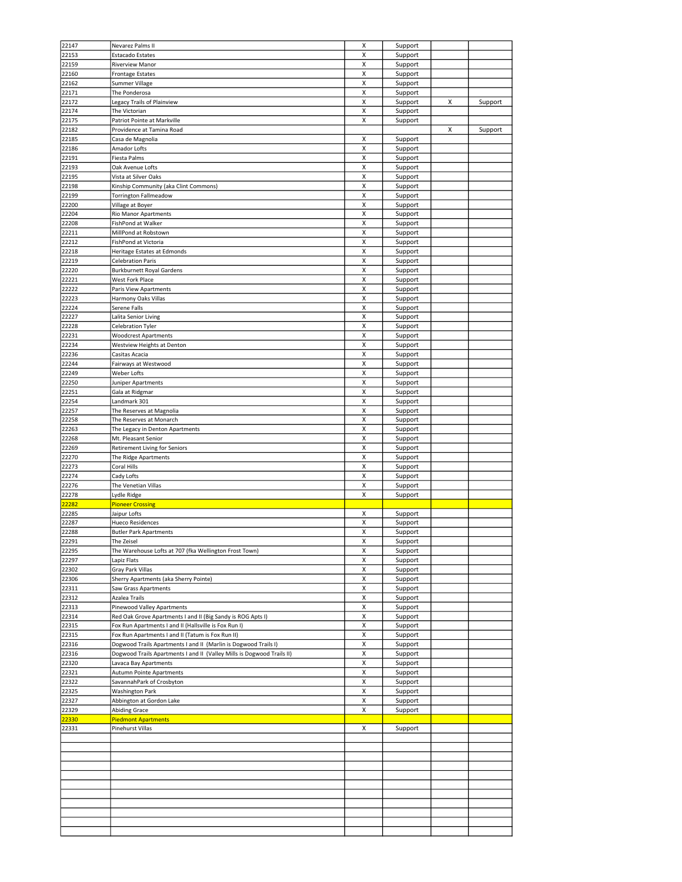| | | | | | |
|---|---|---|---|---|---|
| 22147 | Nevarez Palms II | X | Support | | |
| 22153 | Estacado Estates | X | Support | | |
| 22159 | Riverview Manor | X | Support | | |
| 22160 | Frontage Estates | X | Support | | |
| 22162 | Summer Village | X | Support | | |
| 22171 | The Ponderosa | X | Support | | |
| 22172 | Legacy Trails of Plainview | X | Support | X | Support |
| 22174 | The Victorian | X | Support | | |
| 22175 | Patriot Pointe at Markville | X | Support | | |
| 22182 | Providence at Tamina Road | | | X | Support |
| 22185 | Casa de Magnolia | X | Support | | |
| 22186 | Amador Lofts | X | Support | | |
| 22191 | Fiesta Palms | X | Support | | |
| 22193 | Oak Avenue Lofts | X | Support | | |
| 22195 | Vista at Silver Oaks | X | Support | | |
| 22198 | Kinship Community (aka Clint Commons) | X | Support | | |
| 22199 | Torrington Fallmeadow | X | Support | | |
| 22200 | Village at Boyer | X | Support | | |
| 22204 | Rio Manor Apartments | X | Support | | |
| 22208 | FishPond at Walker | X | Support | | |
| 22211 | MillPond at Robstown | X | Support | | |
| 22212 | FishPond at Victoria | X | Support | | |
| 22218 | Heritage Estates at Edmonds | X | Support | | |
| 22219 | Celebration Paris | X | Support | | |
| 22220 | Burkburnett Royal Gardens | X | Support | | |
| 22221 | West Fork Place | X | Support | | |
| 22222 | Paris View Apartments | X | Support | | |
| 22223 | Harmony Oaks Villas | X | Support | | |
| 22224 | Serene Falls | X | Support | | |
| 22227 | Lalita Senior Living | X | Support | | |
| 22228 | Celebration Tyler | X | Support | | |
| 22231 | Woodcrest Apartments | X | Support | | |
| 22234 | Westview Heights at Denton | X | Support | | |
| 22236 | Casitas Acacia | X | Support | | |
| 22244 | Fairways at Westwood | X | Support | | |
| 22249 | Weber Lofts | X | Support | | |
| 22250 | Juniper Apartments | X | Support | | |
| 22251 | Gala at Ridgmar | X | Support | | |
| 22254 | Landmark 301 | X | Support | | |
| 22257 | The Reserves at Magnolia | X | Support | | |
| 22258 | The Reserves at Monarch | X | Support | | |
| 22263 | The Legacy in Denton Apartments | X | Support | | |
| 22268 | Mt. Pleasant Senior | X | Support | | |
| 22269 | Retirement Living for Seniors | X | Support | | |
| 22270 | The Ridge Apartments | X | Support | | |
| 22273 | Coral Hills | X | Support | | |
| 22274 | Cady Lofts | X | Support | | |
| 22276 | The Venetian Villas | X | Support | | |
| 22278 | Lydle Ridge | X | Support | | |
| 22282 | Pioneer Crossing | | | | |
| 22285 | Jaipur Lofts | X | Support | | |
| 22287 | Hueco Residences | X | Support | | |
| 22288 | Butler Park Apartments | X | Support | | |
| 22291 | The Zeisel | X | Support | | |
| 22295 | The Warehouse Lofts at 707 (fka Wellington Frost Town) | X | Support | | |
| 22297 | Lapiz Flats | X | Support | | |
| 22302 | Gray Park Villas | X | Support | | |
| 22306 | Sherry Apartments (aka Sherry Pointe) | X | Support | | |
| 22311 | Saw Grass Apartments | X | Support | | |
| 22312 | Azalea Trails | X | Support | | |
| 22313 | Pinewood Valley Apartments | X | Support | | |
| 22314 | Red Oak Grove Apartments I and II (Big Sandy is ROG Apts I) | X | Support | | |
| 22315 | Fox Run Apartments I and II (Hallsville is Fox Run I) | X | Support | | |
| 22315 | Fox Run Apartments I and II (Tatum is Fox Run II) | X | Support | | |
| 22316 | Dogwood Trails Apartments I and II (Marlin is Dogwood Trails I) | X | Support | | |
| 22316 | Dogwood Trails Apartments I and II (Valley Mills is Dogwood Trails II) | X | Support | | |
| 22320 | Lavaca Bay Apartments | X | Support | | |
| 22321 | Autumn Pointe Apartments | X | Support | | |
| 22322 | SavannahPark of Crosbyton | X | Support | | |
| 22325 | Washington Park | X | Support | | |
| 22327 | Abbington at Gordon Lake | X | Support | | |
| 22329 | Abiding Grace | X | Support | | |
| 22330 | Piedmont Apartments | | | | |
| 22331 | Pinehurst Villas | X | Support | | |